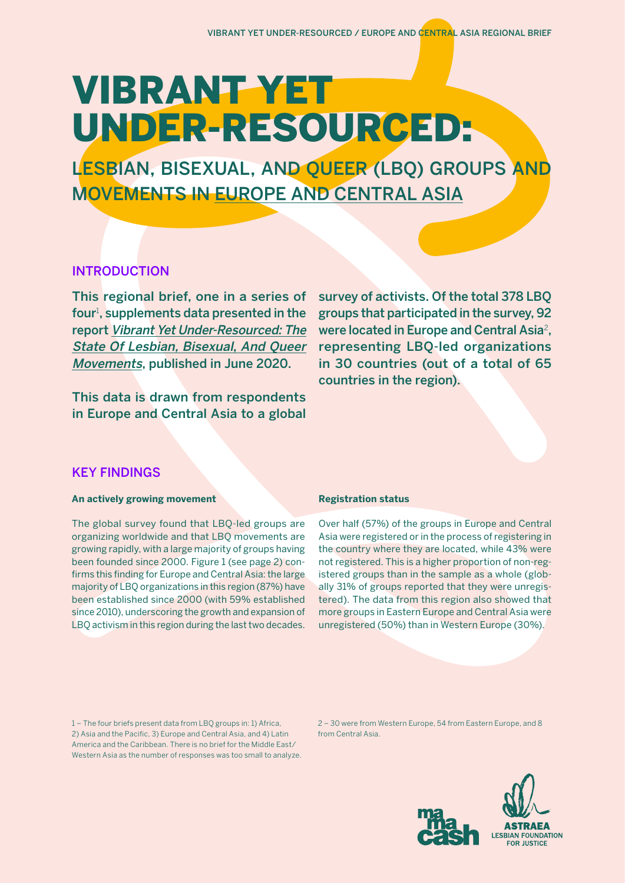# VIBRANT YET UNDER-RESOURCED:

## LESBIAN, BISEXUAL, AND QUEER (LBQ) GROUPS AND MOVEMENTS IN EUROPE AND CENTRAL ASIA

### INTRODUCTION

**This regional brief, one in a series of four[1], supplements data presented in the report *Vibrant Yet Under-Resourced: The State Of Lesbian, Bisexual, And Queer Movements*, published in June 2020.**

**This data is drawn from respondents in Europe and Central Asia to a global survey of activists. Of the total 378 LBQ groups that participated in the survey, 92 were located in Europe and Central Asia[2], representing LBQ-led organizations in 30 countries (out of a total of 65 countries in the region).**

### KEY FINDINGS

**An actively growing movement**

The global survey found that LBQ-led groups are organizing worldwide and that LBQ movements are growing rapidly, with a large majority of groups having been founded since 2000. Figure 1 (see page 2) confirms this finding for Europe and Central Asia: the large majority of LBQ organizations in this region (87%) have been established since 2000 (with 59% established since 2010), underscoring the growth and expansion of LBQ activism in this region during the last two decades.

**Registration status**

Over half (57%) of the groups in Europe and Central Asia were registered or in the process of registering in the country where they are located, while 43% were not registered. This is a higher proportion of non-registered groups than in the sample as a whole (globally 31% of groups reported that they were unregistered). The data from this region also showed that more groups in Eastern Europe and Central Asia were unregistered (50%) than in Western Europe (30%).

1 – The four briefs present data from LBQ groups in: 1) Africa, 2) Asia and the Pacific, 3) Europe and Central Asia, and 4) Latin America and the Caribbean. There is no brief for the Middle East/Western Asia as the number of responses was too small to analyze.

2 – 30 were from Western Europe, 54 from Eastern Europe, and 8 from Central Asia.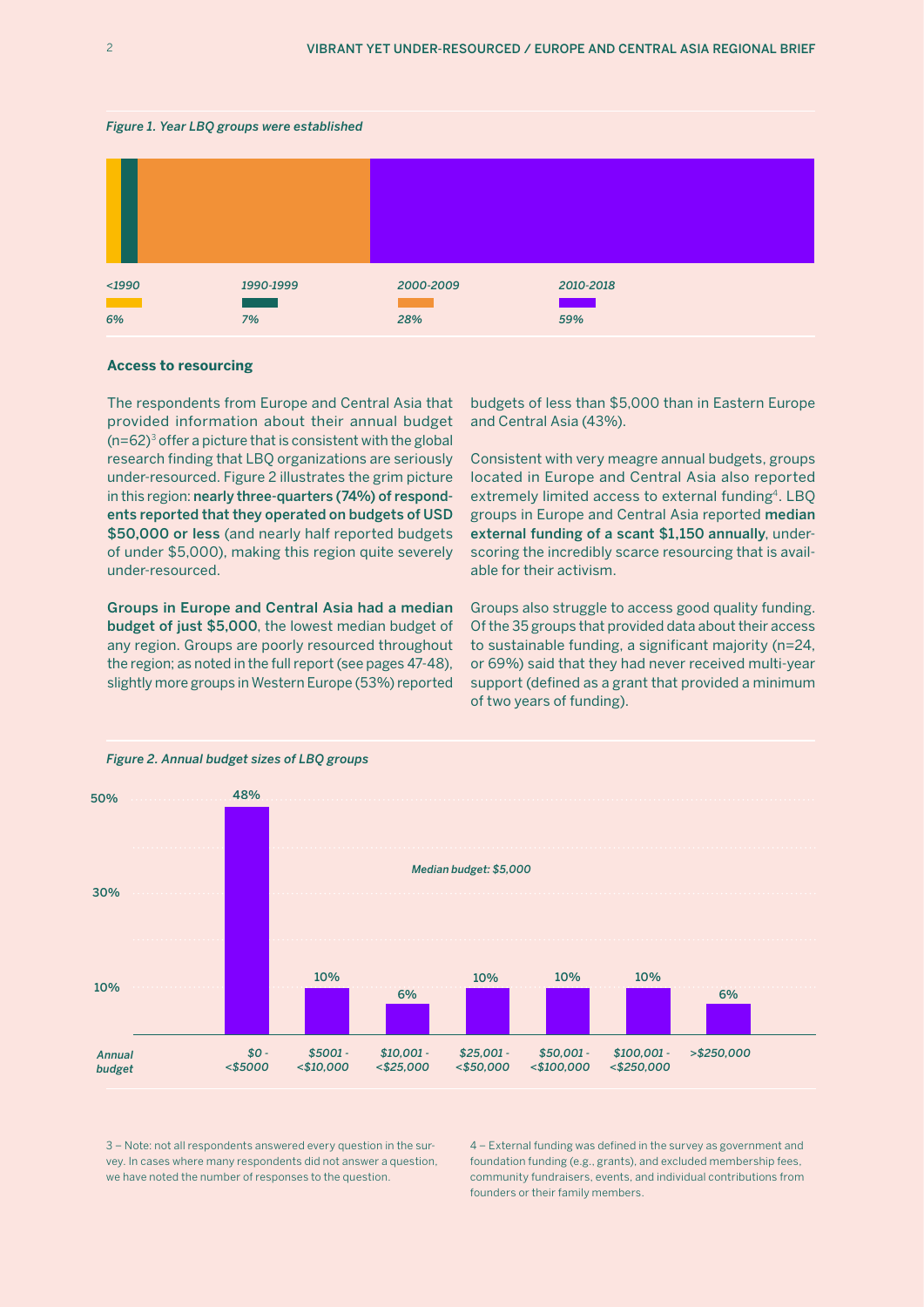*Figure 1. Year LBQ groups were established*

| <1990 | 1990-1999 | 2000-2009 | 2010-2018 |
|---|---|---|---|
| 6% | 7% | 28% | 59% |

**Access to resourcing**

The respondents from Europe and Central Asia that provided information about their annual budget (n=62)[3] offer a picture that is consistent with the global research finding that LBQ organizations are seriously under-resourced. Figure 2 illustrates the grim picture in this region: **nearly three-quarters (74%) of respondents reported that they operated on budgets of USD $50,000 or less** (and nearly half reported budgets of under $5,000), making this region quite severely under-resourced.

**Groups in Europe and Central Asia had a median budget of just $5,000**, the lowest median budget of any region. Groups are poorly resourced throughout the region; as noted in the full report (see pages 47-48), slightly more groups in Western Europe (53%) reported budgets of less than $5,000 than in Eastern Europe and Central Asia (43%).

Consistent with very meagre annual budgets, groups located in Europe and Central Asia also reported extremely limited access to external funding[4]. LBQ groups in Europe and Central Asia reported **median external funding of a scant $1,150 annually**, underscoring the incredibly scarce resourcing that is available for their activism.

Groups also struggle to access good quality funding. Of the 35 groups that provided data about their access to sustainable funding, a significant majority (n=24, or 69%) said that they had never received multi-year support (defined as a grant that provided a minimum of two years of funding).

*Figure 2. Annual budget sizes of LBQ groups*

*Median budget: $5,000*

| Annual budget | $0 - <$5000 | $5001 - <$10,000 | $10,001 - <$25,000 | $25,001 - <$50,000 | $50,001 - <$100,000 | $100,001 - <$250,000 | >$250,000 |
|---|---|---|---|---|---|---|---|
| % | 48% | 10% | 6% | 10% | 10% | 10% | 6% |

3 – Note: not all respondents answered every question in the survey. In cases where many respondents did not answer a question, we have noted the number of responses to the question.

4 – External funding was defined in the survey as government and foundation funding (e.g., grants), and excluded membership fees, community fundraisers, events, and individual contributions from founders or their family members.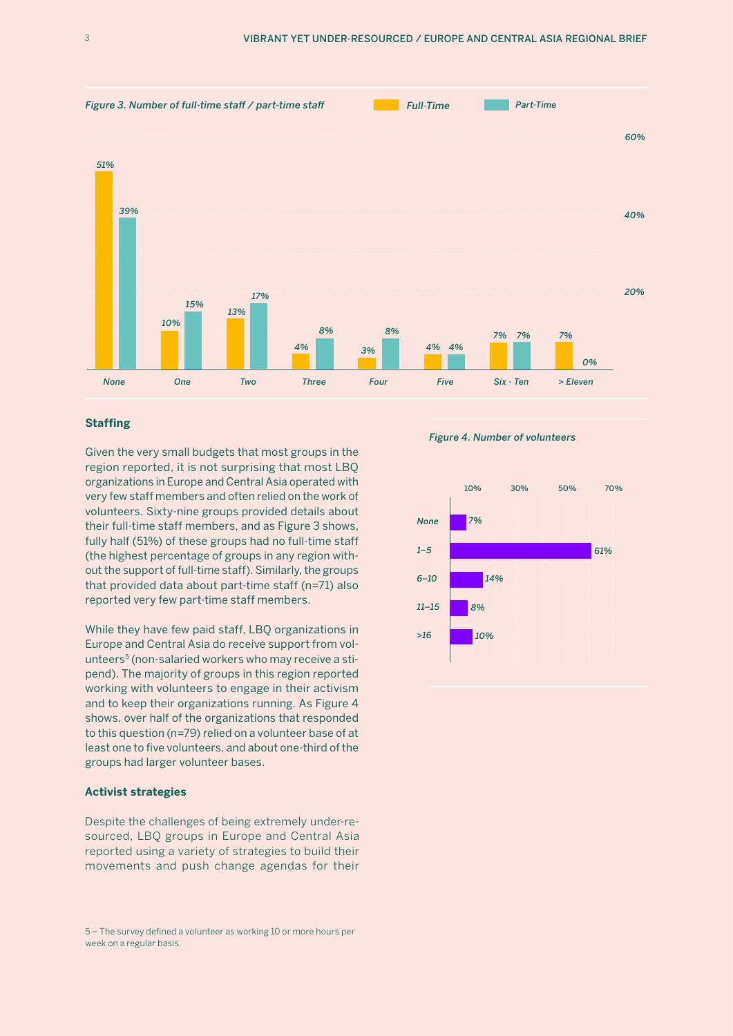*Figure 3. Number of full-time staff / part-time staff*

| | Full-Time | Part-Time |
|---|---|---|
| None | 51% | 39% |
| One | 10% | 15% |
| Two | 13% | 17% |
| Three | 4% | 8% |
| Four | 3% | 8% |
| Five | 4% | 4% |
| Six - Ten | 7% | 7% |
| > Eleven | 7% | 0% |

### Staffing

Given the very small budgets that most groups in the region reported, it is not surprising that most LBQ organizations in Europe and Central Asia operated with very few staff members and often relied on the work of volunteers. Sixty-nine groups provided details about their full-time staff members, and as Figure 3 shows, fully half (51%) of these groups had no full-time staff (the highest percentage of groups in any region without the support of full-time staff). Similarly, the groups that provided data about part-time staff (n=71) also reported very few part-time staff members.

While they have few paid staff, LBQ organizations in Europe and Central Asia do receive support from volunteers[5] (non-salaried workers who may receive a stipend). The majority of groups in this region reported working with volunteers to engage in their activism and to keep their organizations running. As Figure 4 shows, over half of the organizations that responded to this question (n=79) relied on a volunteer base of at least one to five volunteers, and about one-third of the groups had larger volunteer bases.

*Figure 4. Number of volunteers*

| Volunteers | % |
|---|---|
| None | 7% |
| 1–5 | 61% |
| 6–10 | 14% |
| 11–15 | 8% |
| >16 | 10% |

### Activist strategies

Despite the challenges of being extremely under-resourced, LBQ groups in Europe and Central Asia reported using a variety of strategies to build their movements and push change agendas for their

5 – The survey defined a volunteer as working 10 or more hours per week on a regular basis.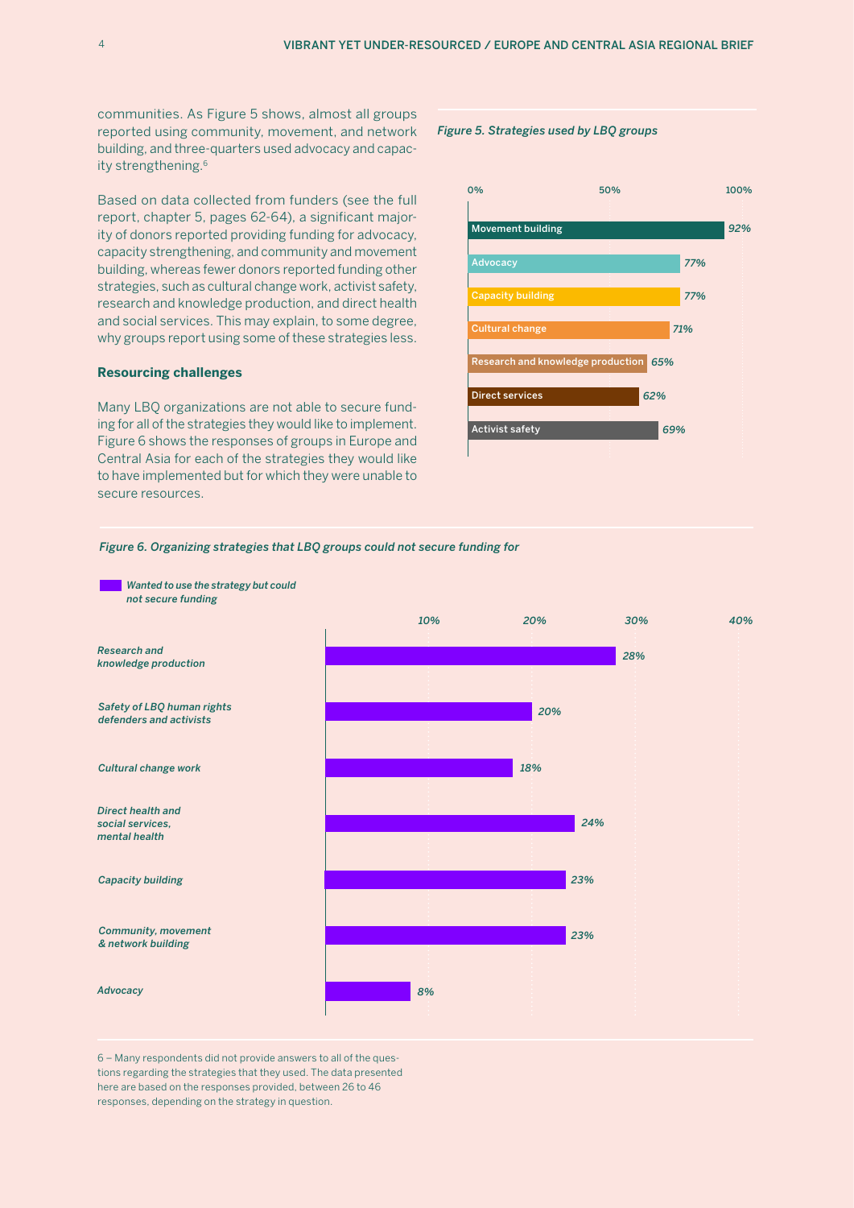communities. As Figure 5 shows, almost all groups reported using community, movement, and network building, and three-quarters used advocacy and capacity strengthening.[6]

Based on data collected from funders (see the full report, chapter 5, pages 62-64), a significant majority of donors reported providing funding for advocacy, capacity strengthening, and community and movement building, whereas fewer donors reported funding other strategies, such as cultural change work, activist safety, research and knowledge production, and direct health and social services. This may explain, to some degree, why groups report using some of these strategies less.

### Resourcing challenges

Many LBQ organizations are not able to secure funding for all of the strategies they would like to implement. Figure 6 shows the responses of groups in Europe and Central Asia for each of the strategies they would like to have implemented but for which they were unable to secure resources.

*Figure 5. Strategies used by LBQ groups*

| Strategy | % |
|---|---|
| Movement building | 92% |
| Advocacy | 77% |
| Capacity building | 77% |
| Cultural change | 71% |
| Research and knowledge production | 65% |
| Direct services | 62% |
| Activist safety | 69% |

*Figure 6. Organizing strategies that LBQ groups could not secure funding for*

| Strategy | Wanted to use the strategy but could not secure funding |
|---|---|
| Research and knowledge production | 28% |
| Safety of LBQ human rights defenders and activists | 20% |
| Cultural change work | 18% |
| Direct health and social services, mental health | 24% |
| Capacity building | 23% |
| Community, movement & network building | 23% |
| Advocacy | 8% |

6 – Many respondents did not provide answers to all of the questions regarding the strategies that they used. The data presented here are based on the responses provided, between 26 to 46 responses, depending on the strategy in question.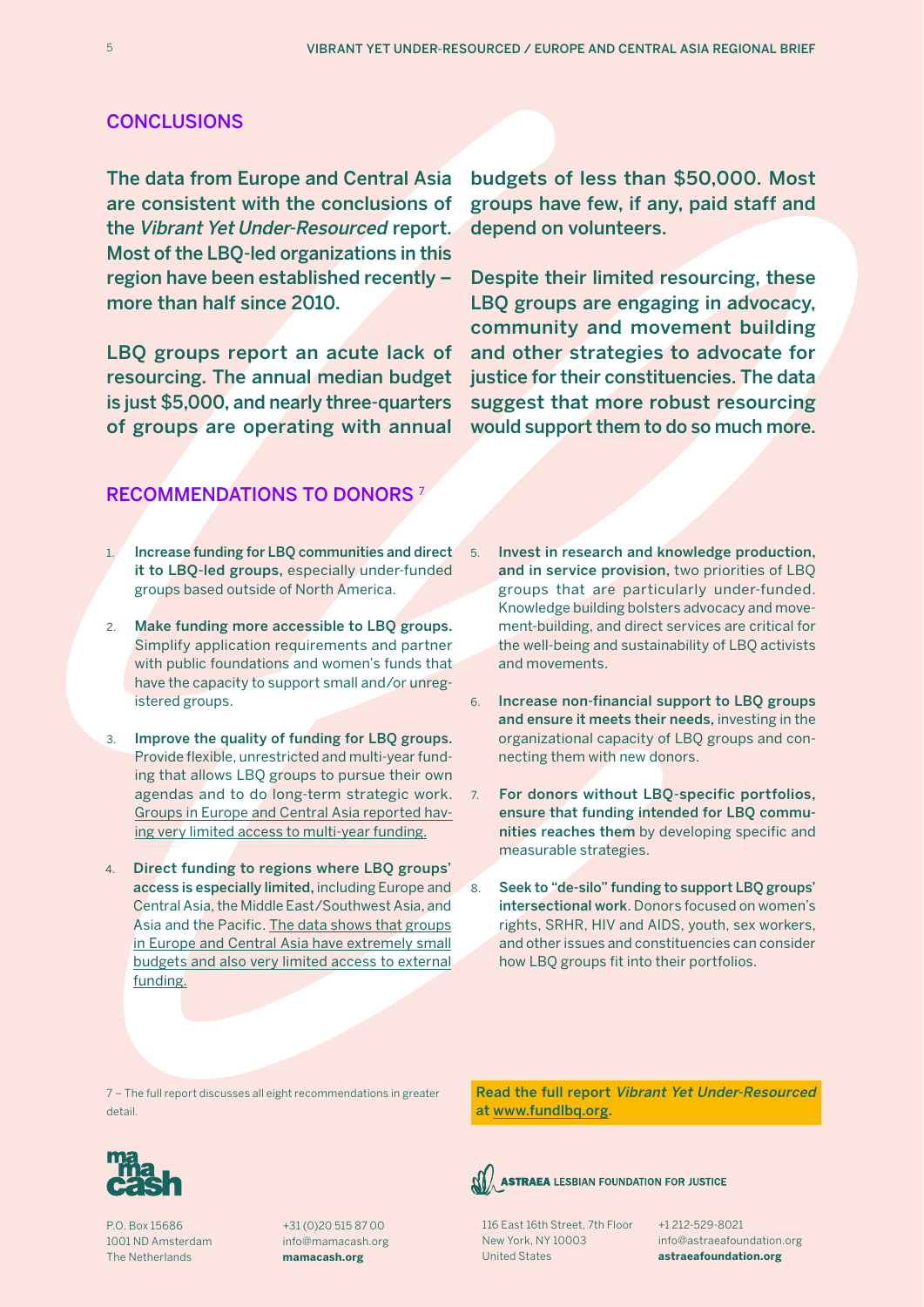## CONCLUSIONS

**The data from Europe and Central Asia are consistent with the conclusions of the *Vibrant Yet Under-Resourced* report. Most of the LBQ-led organizations in this region have been established recently – more than half since 2010.**

**LBQ groups report an acute lack of resourcing. The annual median budget is just $5,000, and nearly three-quarters of groups are operating with annual budgets of less than $50,000. Most groups have few, if any, paid staff and depend on volunteers.**

**Despite their limited resourcing, these LBQ groups are engaging in advocacy, community and movement building and other strategies to advocate for justice for their constituencies. The data suggest that more robust resourcing would support them to do so much more.**

## RECOMMENDATIONS TO DONORS [7]

1. **Increase funding for LBQ communities and direct it to LBQ-led groups,** especially under-funded groups based outside of North America.
2. **Make funding more accessible to LBQ groups.** Simplify application requirements and partner with public foundations and women's funds that have the capacity to support small and/or unregistered groups.
3. **Improve the quality of funding for LBQ groups.** Provide flexible, unrestricted and multi-year funding that allows LBQ groups to pursue their own agendas and to do long-term strategic work. Groups in Europe and Central Asia reported having very limited access to multi-year funding.
4. **Direct funding to regions where LBQ groups' access is especially limited,** including Europe and Central Asia, the Middle East/Southwest Asia, and Asia and the Pacific. The data shows that groups in Europe and Central Asia have extremely small budgets and also very limited access to external funding.
5. **Invest in research and knowledge production, and in service provision,** two priorities of LBQ groups that are particularly under-funded. Knowledge building bolsters advocacy and movement-building, and direct services are critical for the well-being and sustainability of LBQ activists and movements.
6. **Increase non-financial support to LBQ groups and ensure it meets their needs,** investing in the organizational capacity of LBQ groups and connecting them with new donors.
7. **For donors without LBQ-specific portfolios, ensure that funding intended for LBQ communities reaches them** by developing specific and measurable strategies.
8. **Seek to "de-silo" funding to support LBQ groups' intersectional work**. Donors focused on women's rights, SRHR, HIV and AIDS, youth, sex workers, and other issues and constituencies can consider how LBQ groups fit into their portfolios.

7 – The full report discusses all eight recommendations in greater detail.

**Read the full report *Vibrant Yet Under-Resourced* at www.fundlbq.org.**

mama cash

P.O. Box 15686
1001 ND Amsterdam
The Netherlands

+31 (0)20 515 87 00
info@mamacash.org
**mamacash.org**

**ASTRAEA** LESBIAN FOUNDATION FOR JUSTICE

116 East 16th Street, 7th Floor
New York, NY 10003
United States

+1 212-529-8021
info@astraeafoundation.org
**astraeafoundation.org**